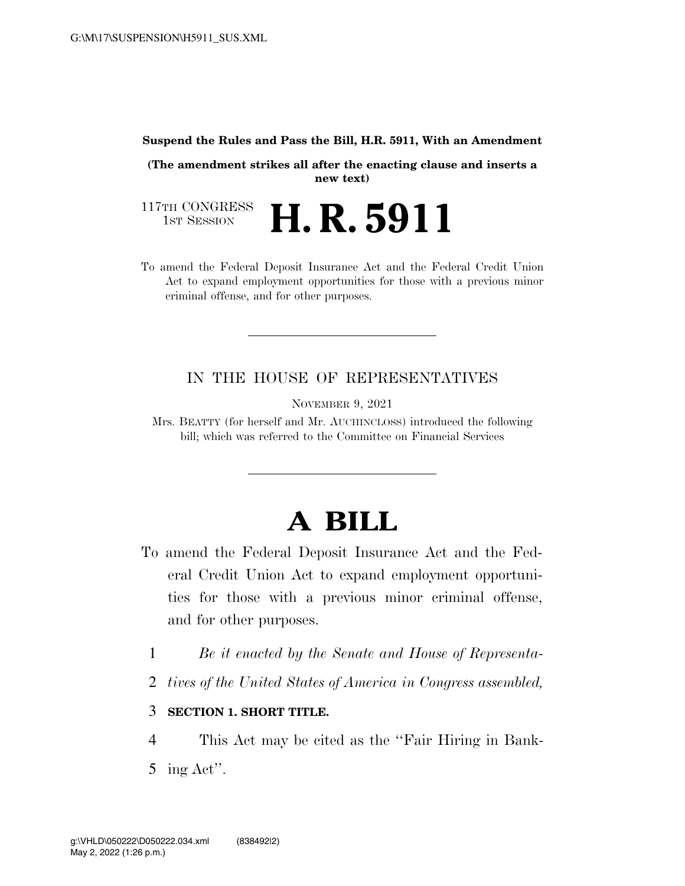**Suspend the Rules and Pass the Bill, H.R. 5911, With an Amendment**

**(The amendment strikes all after the enacting clause and inserts a new text)**

117TH CONGRESS
1ST SESSION

# H. R. 5911

To amend the Federal Deposit Insurance Act and the Federal Credit Union Act to expand employment opportunities for those with a previous minor criminal offense, and for other purposes.

---

IN THE HOUSE OF REPRESENTATIVES

NOVEMBER 9, 2021

Mrs. BEATTY (for herself and Mr. AUCHINCLOSS) introduced the following bill; which was referred to the Committee on Financial Services

---

# A BILL

To amend the Federal Deposit Insurance Act and the Federal Credit Union Act to expand employment opportunities for those with a previous minor criminal offense, and for other purposes.

1 *Be it enacted by the Senate and House of Representa-*
2 *tives of the United States of America in Congress assembled,*

3 **SECTION 1. SHORT TITLE.**

4 This Act may be cited as the ''Fair Hiring in Bank-
5 ing Act''.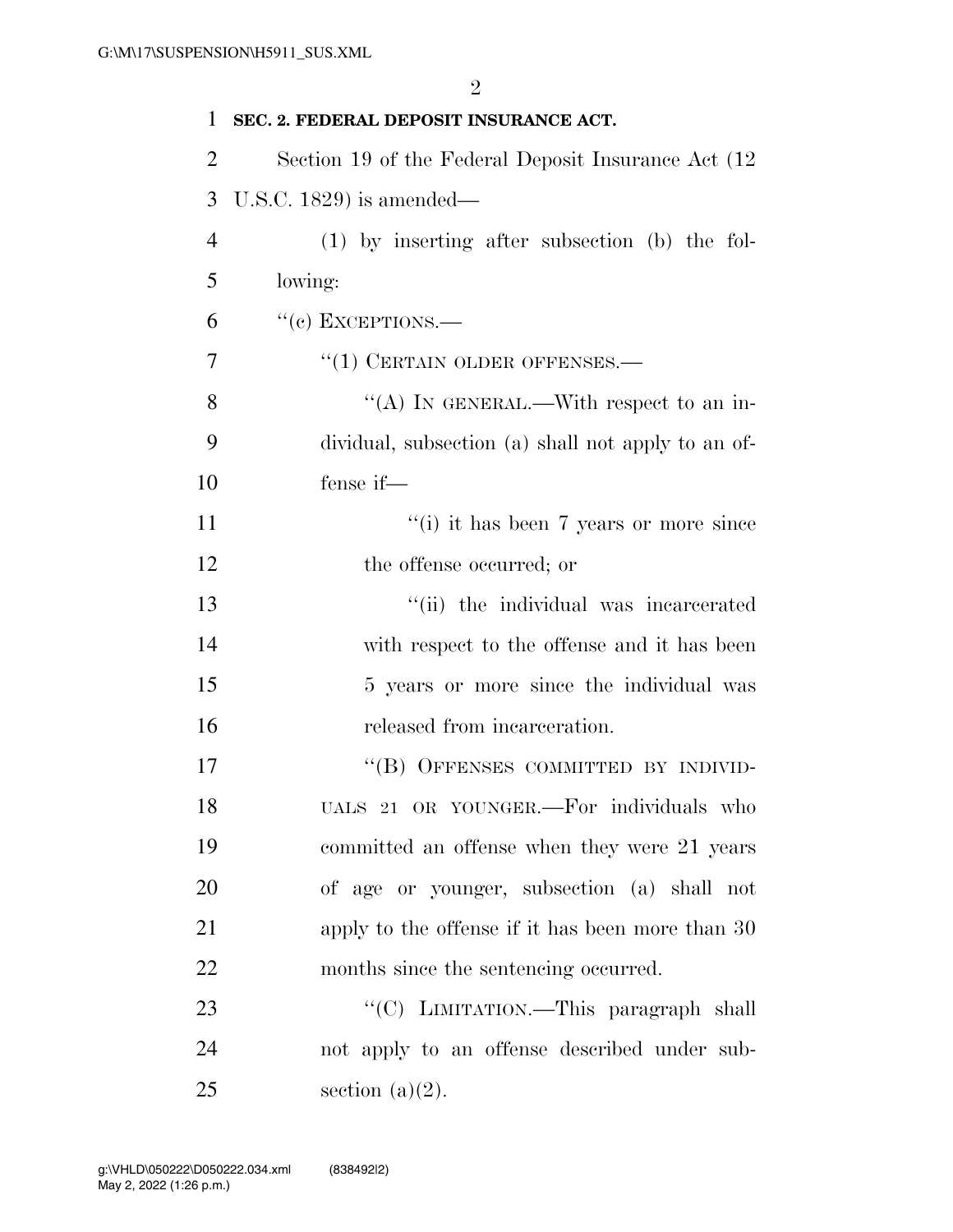**SEC. 2. FEDERAL DEPOSIT INSURANCE ACT.**

Section 19 of the Federal Deposit Insurance Act (12 U.S.C. 1829) is amended—

(1) by inserting after subsection (b) the following:

"(c) EXCEPTIONS.—

"(1) CERTAIN OLDER OFFENSES.—

"(A) IN GENERAL.—With respect to an individual, subsection (a) shall not apply to an offense if—

"(i) it has been 7 years or more since the offense occurred; or

"(ii) the individual was incarcerated with respect to the offense and it has been 5 years or more since the individual was released from incarceration.

"(B) OFFENSES COMMITTED BY INDIVIDUALS 21 OR YOUNGER.—For individuals who committed an offense when they were 21 years of age or younger, subsection (a) shall not apply to the offense if it has been more than 30 months since the sentencing occurred.

"(C) LIMITATION.—This paragraph shall not apply to an offense described under subsection (a)(2).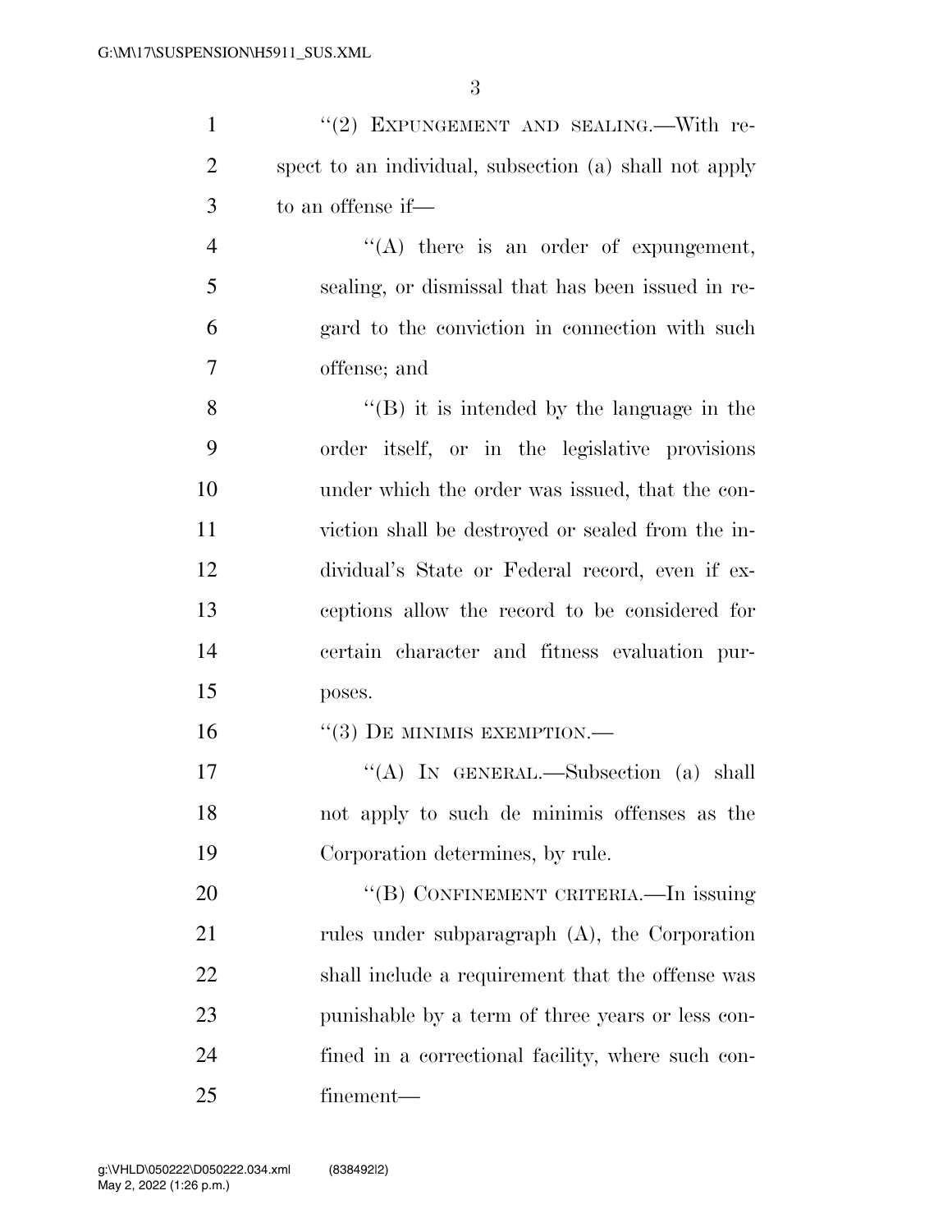"(2) EXPUNGEMENT AND SEALING.—With respect to an individual, subsection (a) shall not apply to an offense if—

"(A) there is an order of expungement, sealing, or dismissal that has been issued in regard to the conviction in connection with such offense; and

"(B) it is intended by the language in the order itself, or in the legislative provisions under which the order was issued, that the conviction shall be destroyed or sealed from the individual's State or Federal record, even if exceptions allow the record to be considered for certain character and fitness evaluation purposes.

"(3) DE MINIMIS EXEMPTION.—

"(A) IN GENERAL.—Subsection (a) shall not apply to such de minimis offenses as the Corporation determines, by rule.

"(B) CONFINEMENT CRITERIA.—In issuing rules under subparagraph (A), the Corporation shall include a requirement that the offense was punishable by a term of three years or less confined in a correctional facility, where such confinement—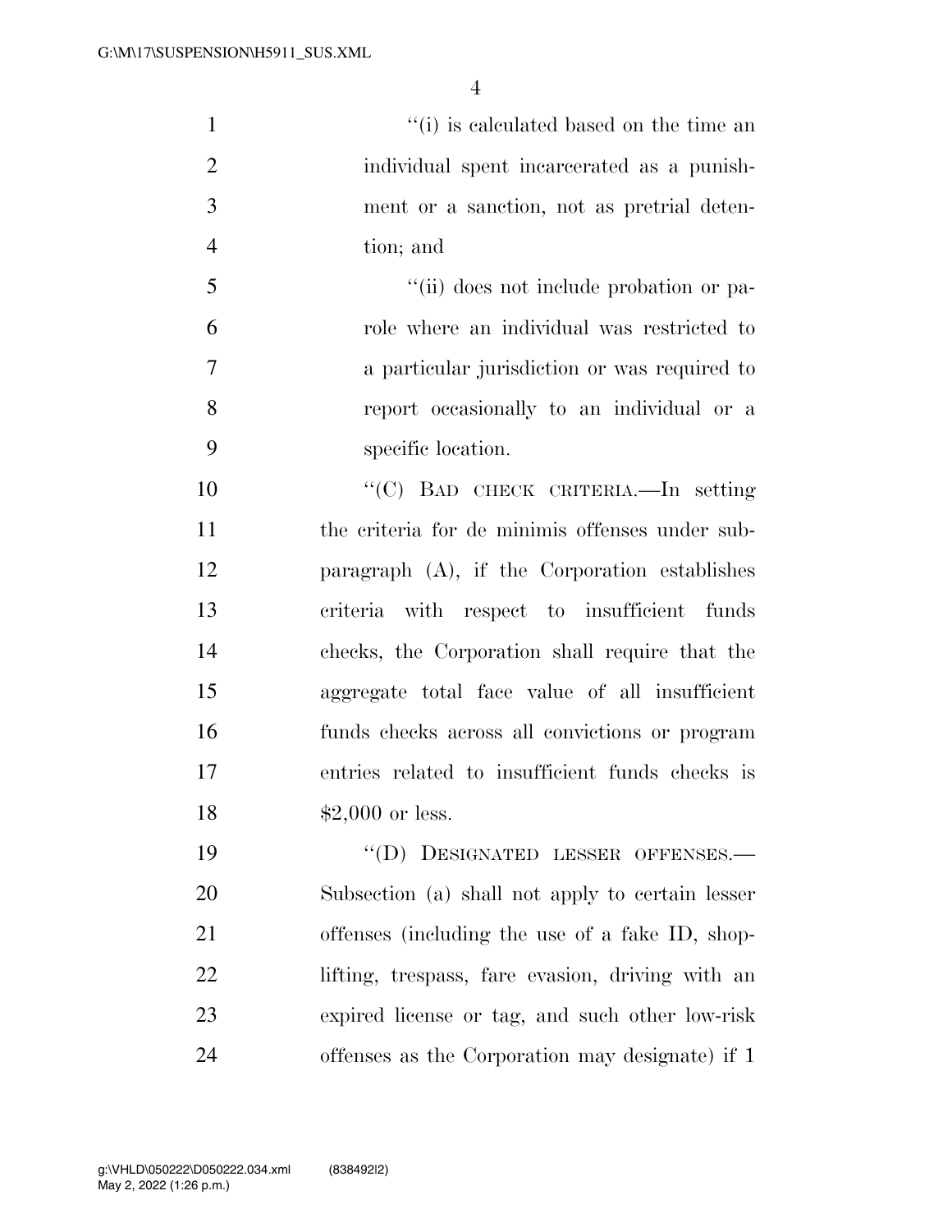"(i) is calculated based on the time an individual spent incarcerated as a punishment or a sanction, not as pretrial detention; and

"(ii) does not include probation or parole where an individual was restricted to a particular jurisdiction or was required to report occasionally to an individual or a specific location.

"(C) BAD CHECK CRITERIA.—In setting the criteria for de minimis offenses under subparagraph (A), if the Corporation establishes criteria with respect to insufficient funds checks, the Corporation shall require that the aggregate total face value of all insufficient funds checks across all convictions or program entries related to insufficient funds checks is $2,000 or less.

"(D) DESIGNATED LESSER OFFENSES.—Subsection (a) shall not apply to certain lesser offenses (including the use of a fake ID, shoplifting, trespass, fare evasion, driving with an expired license or tag, and such other low-risk offenses as the Corporation may designate) if 1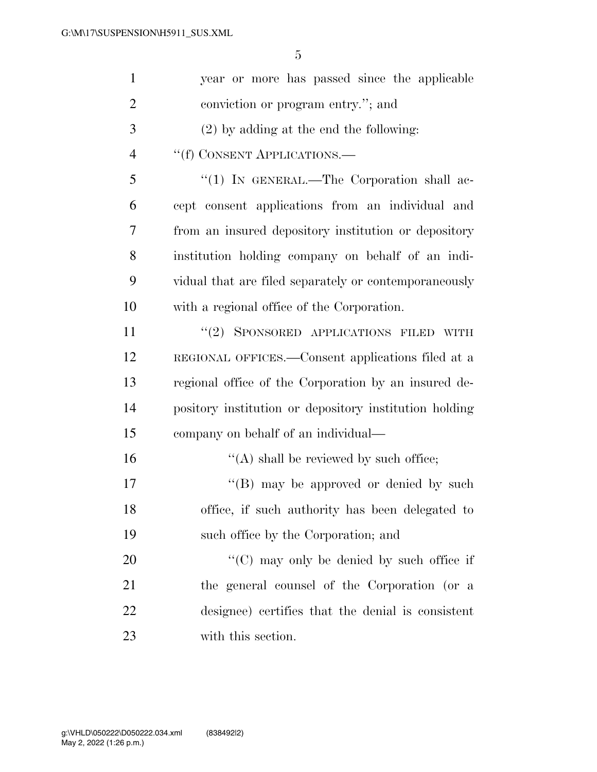year or more has passed since the applicable conviction or program entry.''; and

(2) by adding at the end the following:

''(f) CONSENT APPLICATIONS.—

''(1) IN GENERAL.—The Corporation shall accept consent applications from an individual and from an insured depository institution or depository institution holding company on behalf of an individual that are filed separately or contemporaneously with a regional office of the Corporation.

''(2) SPONSORED APPLICATIONS FILED WITH REGIONAL OFFICES.—Consent applications filed at a regional office of the Corporation by an insured depository institution or depository institution holding company on behalf of an individual—

''(A) shall be reviewed by such office;

''(B) may be approved or denied by such office, if such authority has been delegated to such office by the Corporation; and

''(C) may only be denied by such office if the general counsel of the Corporation (or a designee) certifies that the denial is consistent with this section.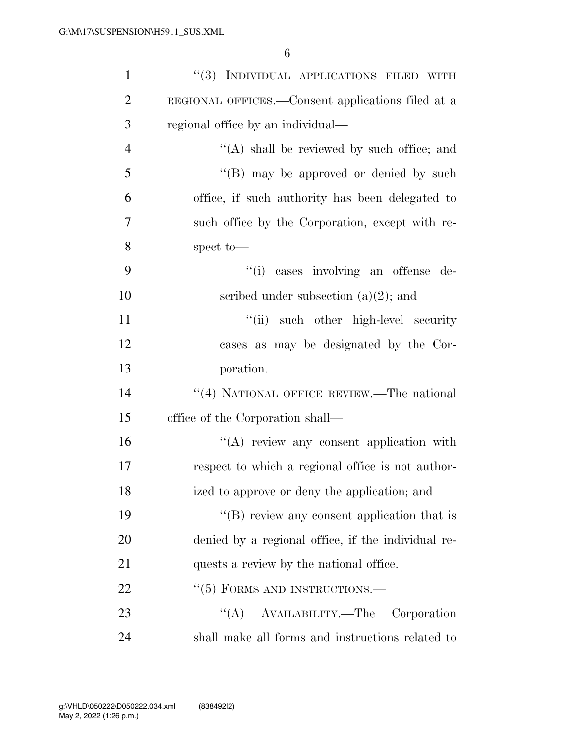"(3) INDIVIDUAL APPLICATIONS FILED WITH REGIONAL OFFICES.—Consent applications filed at a regional office by an individual—

"(A) shall be reviewed by such office; and

"(B) may be approved or denied by such office, if such authority has been delegated to such office by the Corporation, except with respect to—

"(i) cases involving an offense described under subsection (a)(2); and

"(ii) such other high-level security cases as may be designated by the Corporation.

"(4) NATIONAL OFFICE REVIEW.—The national office of the Corporation shall—

"(A) review any consent application with respect to which a regional office is not authorized to approve or deny the application; and

"(B) review any consent application that is denied by a regional office, if the individual requests a review by the national office.

"(5) FORMS AND INSTRUCTIONS.—

"(A) AVAILABILITY.—The Corporation shall make all forms and instructions related to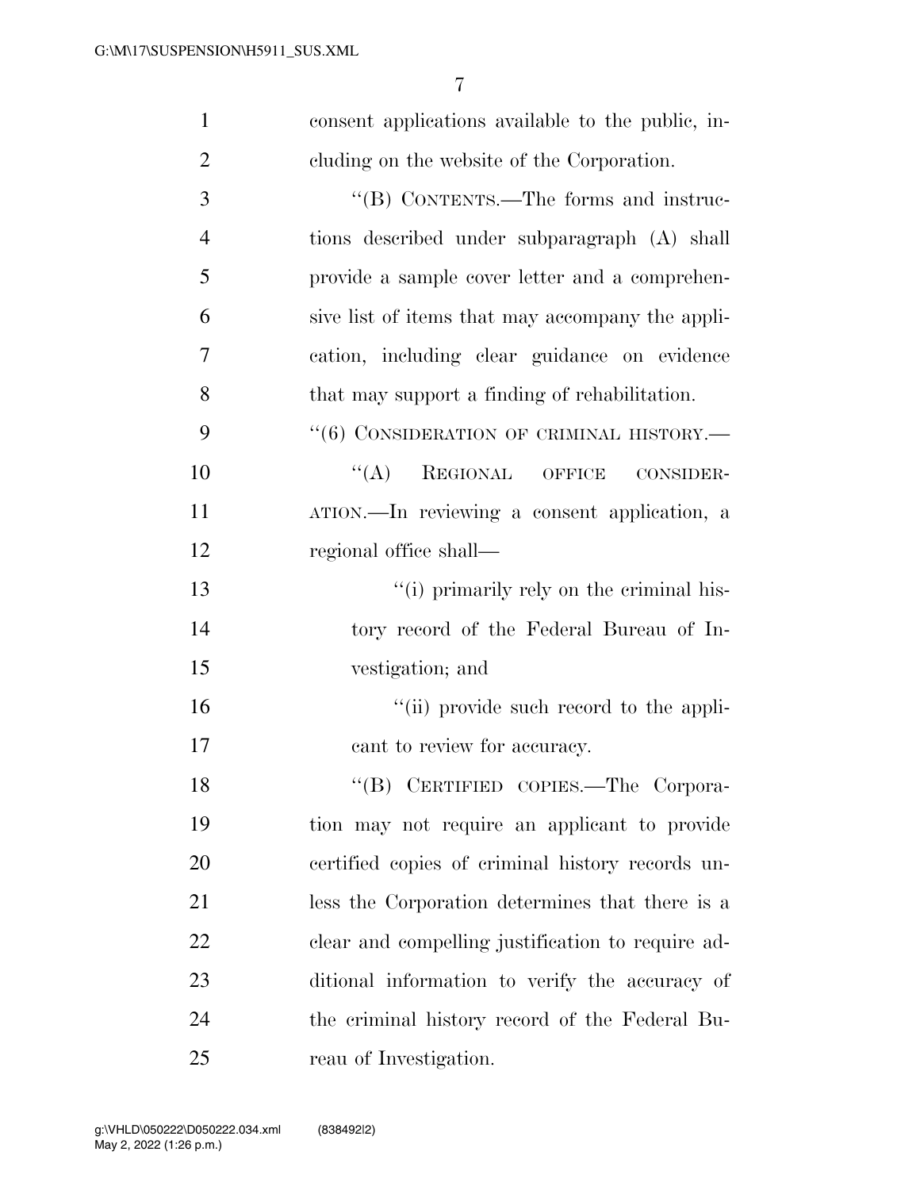consent applications available to the public, including on the website of the Corporation.

"(B) CONTENTS.—The forms and instructions described under subparagraph (A) shall provide a sample cover letter and a comprehensive list of items that may accompany the application, including clear guidance on evidence that may support a finding of rehabilitation.

"(6) CONSIDERATION OF CRIMINAL HISTORY.—

"(A) REGIONAL OFFICE CONSIDERATION.—In reviewing a consent application, a regional office shall—

"(i) primarily rely on the criminal history record of the Federal Bureau of Investigation; and

"(ii) provide such record to the applicant to review for accuracy.

"(B) CERTIFIED COPIES.—The Corporation may not require an applicant to provide certified copies of criminal history records unless the Corporation determines that there is a clear and compelling justification to require additional information to verify the accuracy of the criminal history record of the Federal Bureau of Investigation.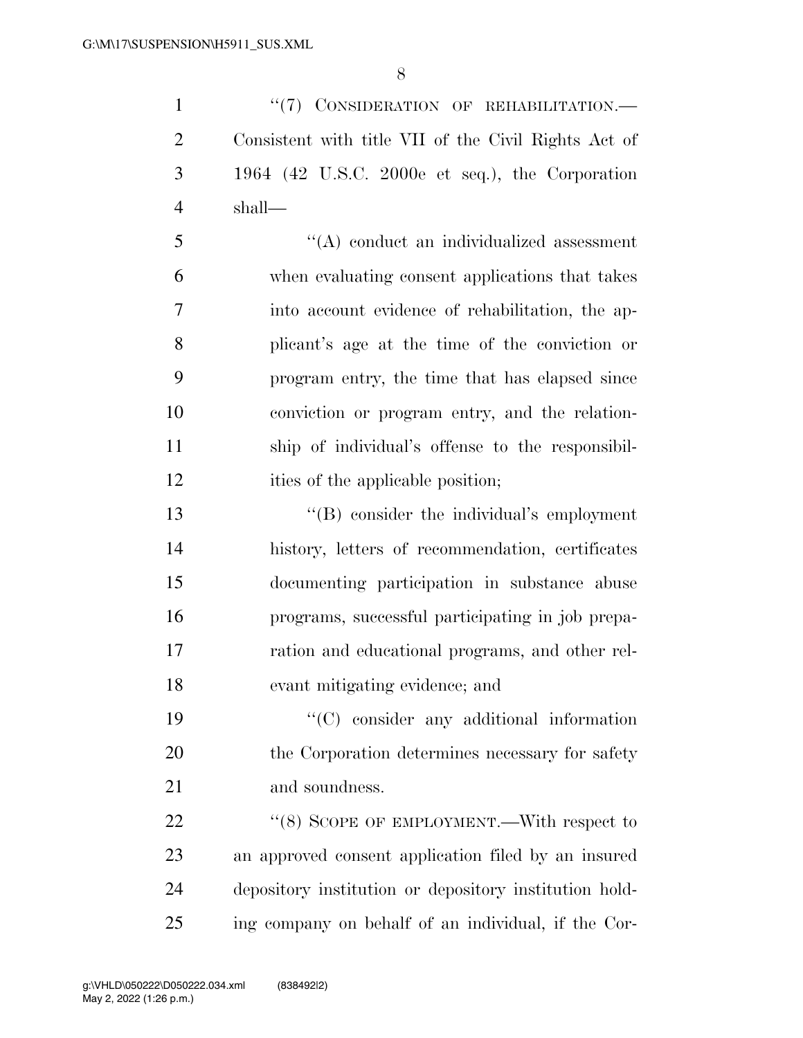"(7) CONSIDERATION OF REHABILITATION.—Consistent with title VII of the Civil Rights Act of 1964 (42 U.S.C. 2000e et seq.), the Corporation shall—

"(A) conduct an individualized assessment when evaluating consent applications that takes into account evidence of rehabilitation, the applicant's age at the time of the conviction or program entry, the time that has elapsed since conviction or program entry, and the relationship of individual's offense to the responsibilities of the applicable position;

"(B) consider the individual's employment history, letters of recommendation, certificates documenting participation in substance abuse programs, successful participating in job preparation and educational programs, and other relevant mitigating evidence; and

"(C) consider any additional information the Corporation determines necessary for safety and soundness.

"(8) SCOPE OF EMPLOYMENT.—With respect to an approved consent application filed by an insured depository institution or depository institution holding company on behalf of an individual, if the Cor-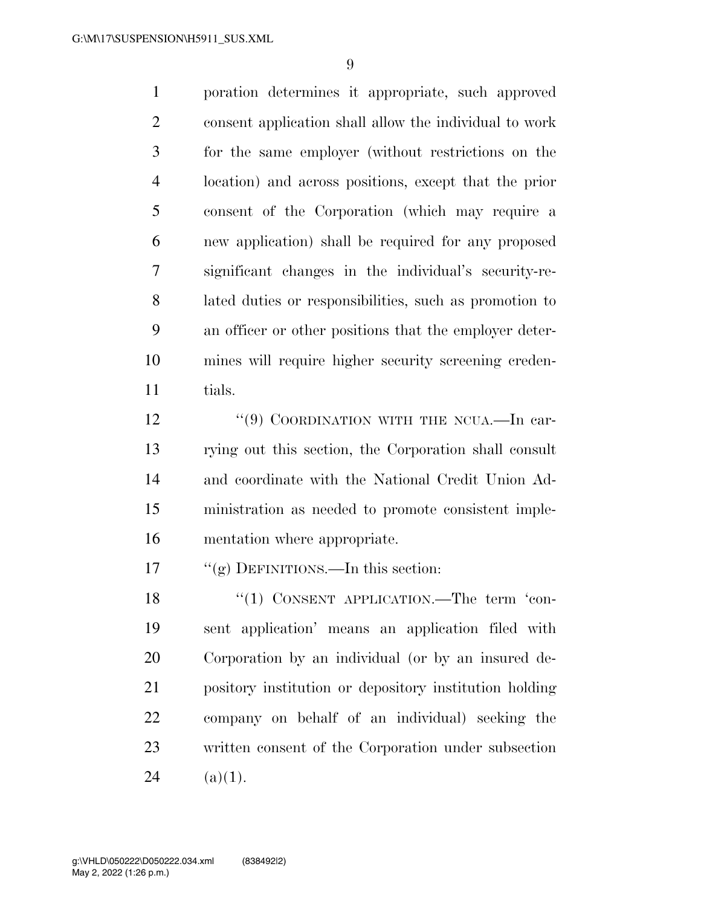poration determines it appropriate, such approved consent application shall allow the individual to work for the same employer (without restrictions on the location) and across positions, except that the prior consent of the Corporation (which may require a new application) shall be required for any proposed significant changes in the individual's security-related duties or responsibilities, such as promotion to an officer or other positions that the employer determines will require higher security screening credentials.

"(9) COORDINATION WITH THE NCUA.—In carrying out this section, the Corporation shall consult and coordinate with the National Credit Union Administration as needed to promote consistent implementation where appropriate.

"(g) DEFINITIONS.—In this section:

"(1) CONSENT APPLICATION.—The term 'consent application' means an application filed with Corporation by an individual (or by an insured depository institution or depository institution holding company on behalf of an individual) seeking the written consent of the Corporation under subsection (a)(1).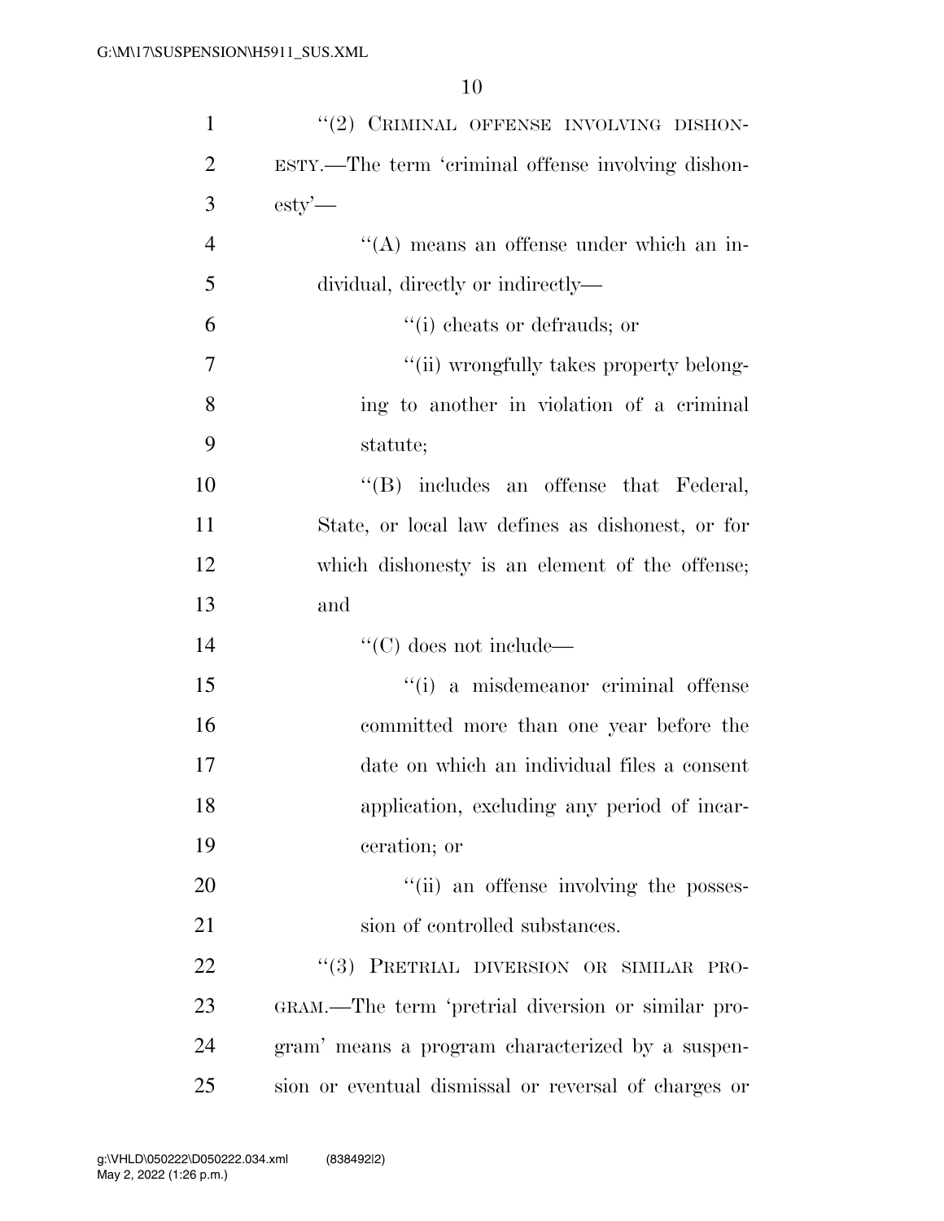''(2) CRIMINAL OFFENSE INVOLVING DISHONESTY.—The term 'criminal offense involving dishonesty'—

''(A) means an offense under which an individual, directly or indirectly—

''(i) cheats or defrauds; or

''(ii) wrongfully takes property belonging to another in violation of a criminal statute;

''(B) includes an offense that Federal, State, or local law defines as dishonest, or for which dishonesty is an element of the offense; and

''(C) does not include—

''(i) a misdemeanor criminal offense committed more than one year before the date on which an individual files a consent application, excluding any period of incarceration; or

''(ii) an offense involving the possession of controlled substances.

''(3) PRETRIAL DIVERSION OR SIMILAR PROGRAM.—The term 'pretrial diversion or similar program' means a program characterized by a suspension or eventual dismissal or reversal of charges or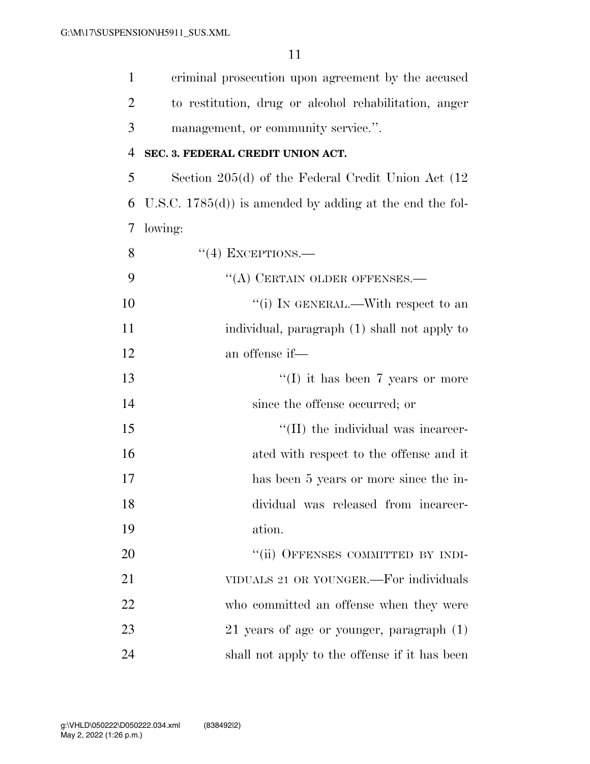criminal prosecution upon agreement by the accused to restitution, drug or alcohol rehabilitation, anger management, or community service.''.

**SEC. 3. FEDERAL CREDIT UNION ACT.**

Section 205(d) of the Federal Credit Union Act (12 U.S.C. 1785(d)) is amended by adding at the end the following:

''(4) EXCEPTIONS.—

''(A) CERTAIN OLDER OFFENSES.—

''(i) IN GENERAL.—With respect to an individual, paragraph (1) shall not apply to an offense if—

''(I) it has been 7 years or more since the offense occurred; or

''(II) the individual was incarcerated with respect to the offense and it has been 5 years or more since the individual was released from incarceration.

''(ii) OFFENSES COMMITTED BY INDIVIDUALS 21 OR YOUNGER.—For individuals who committed an offense when they were 21 years of age or younger, paragraph (1) shall not apply to the offense if it has been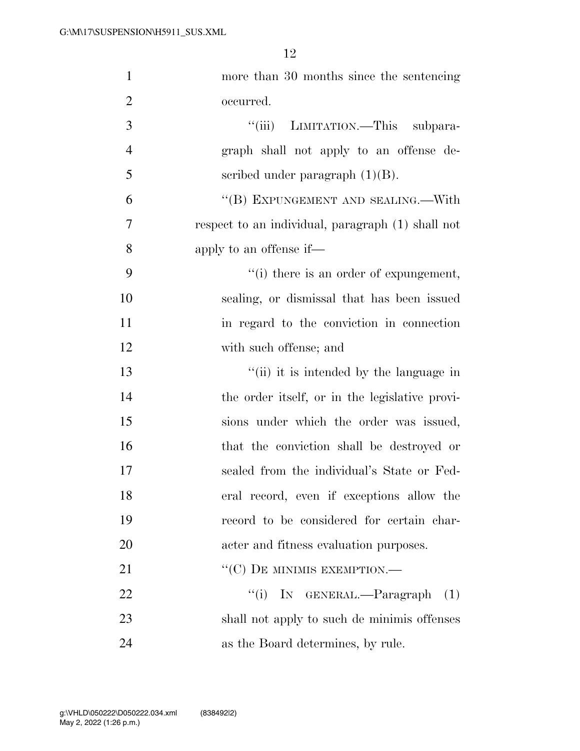more than 30 months since the sentencing occurred.

''(iii) LIMITATION.—This subparagraph shall not apply to an offense described under paragraph (1)(B).

''(B) EXPUNGEMENT AND SEALING.—With respect to an individual, paragraph (1) shall not apply to an offense if—

''(i) there is an order of expungement, sealing, or dismissal that has been issued in regard to the conviction in connection with such offense; and

''(ii) it is intended by the language in the order itself, or in the legislative provisions under which the order was issued, that the conviction shall be destroyed or sealed from the individual's State or Federal record, even if exceptions allow the record to be considered for certain character and fitness evaluation purposes.

''(C) DE MINIMIS EXEMPTION.—

''(i) IN GENERAL.—Paragraph (1) shall not apply to such de minimis offenses as the Board determines, by rule.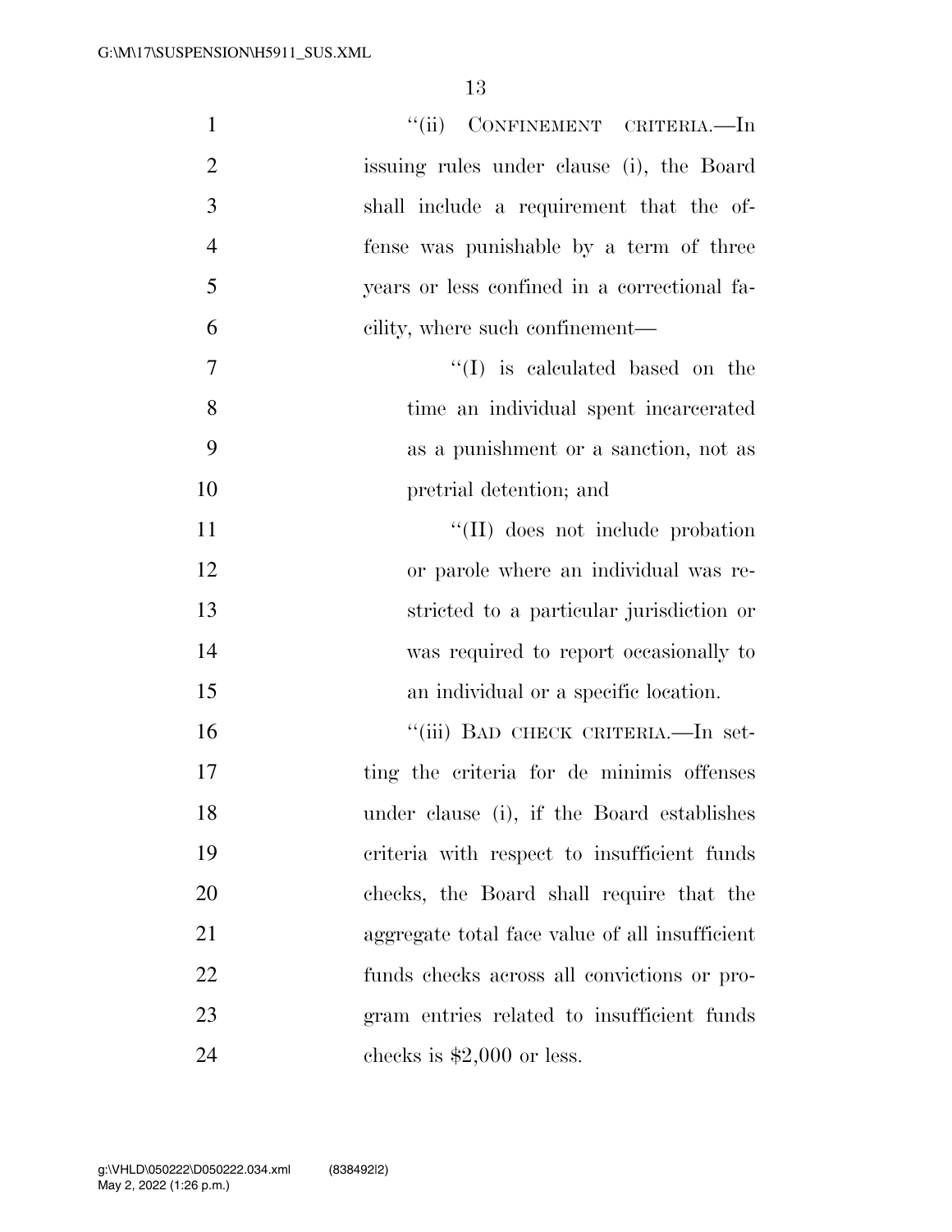"(ii) CONFINEMENT CRITERIA.—In issuing rules under clause (i), the Board shall include a requirement that the offense was punishable by a term of three years or less confined in a correctional facility, where such confinement—

"(I) is calculated based on the time an individual spent incarcerated as a punishment or a sanction, not as pretrial detention; and

"(II) does not include probation or parole where an individual was restricted to a particular jurisdiction or was required to report occasionally to an individual or a specific location.

"(iii) BAD CHECK CRITERIA.—In setting the criteria for de minimis offenses under clause (i), if the Board establishes criteria with respect to insufficient funds checks, the Board shall require that the aggregate total face value of all insufficient funds checks across all convictions or program entries related to insufficient funds checks is $2,000 or less.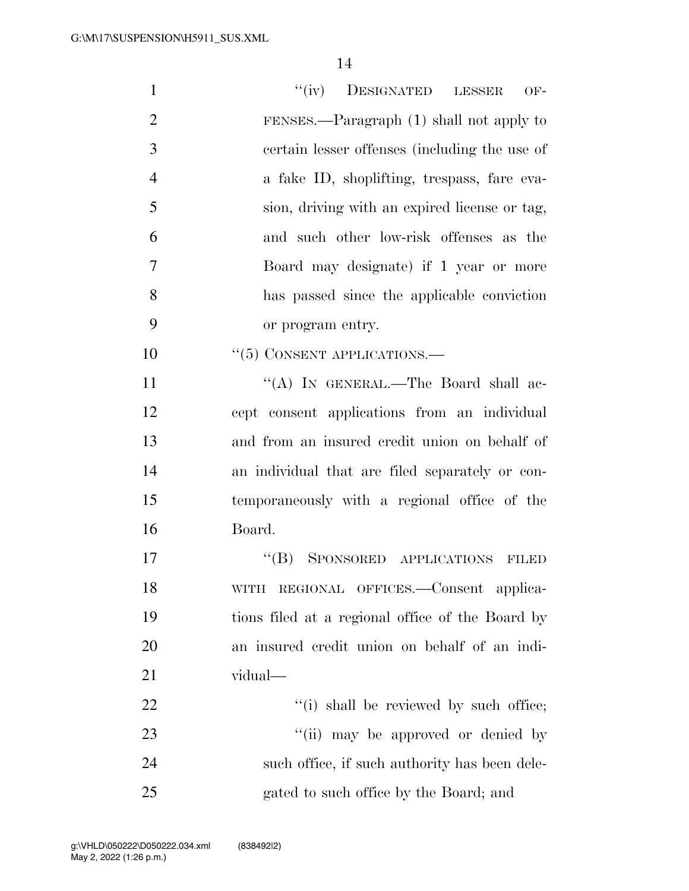"(iv) DESIGNATED LESSER OFFENSES.—Paragraph (1) shall not apply to certain lesser offenses (including the use of a fake ID, shoplifting, trespass, fare evasion, driving with an expired license or tag, and such other low-risk offenses as the Board may designate) if 1 year or more has passed since the applicable conviction or program entry.

"(5) CONSENT APPLICATIONS.—

"(A) IN GENERAL.—The Board shall accept consent applications from an individual and from an insured credit union on behalf of an individual that are filed separately or contemporaneously with a regional office of the Board.

"(B) SPONSORED APPLICATIONS FILED WITH REGIONAL OFFICES.—Consent applications filed at a regional office of the Board by an insured credit union on behalf of an individual—

"(i) shall be reviewed by such office;

"(ii) may be approved or denied by such office, if such authority has been delegated to such office by the Board; and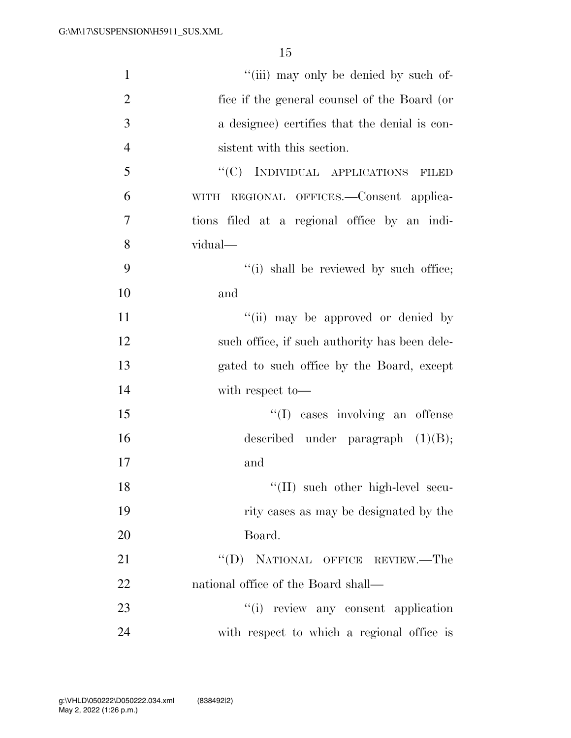"(iii) may only be denied by such office if the general counsel of the Board (or a designee) certifies that the denial is consistent with this section.

"(C) INDIVIDUAL APPLICATIONS FILED WITH REGIONAL OFFICES.—Consent applications filed at a regional office by an individual—

"(i) shall be reviewed by such office; and

"(ii) may be approved or denied by such office, if such authority has been delegated to such office by the Board, except with respect to—

"(I) cases involving an offense described under paragraph (1)(B); and

"(II) such other high-level security cases as may be designated by the Board.

"(D) NATIONAL OFFICE REVIEW.—The national office of the Board shall—

"(i) review any consent application with respect to which a regional office is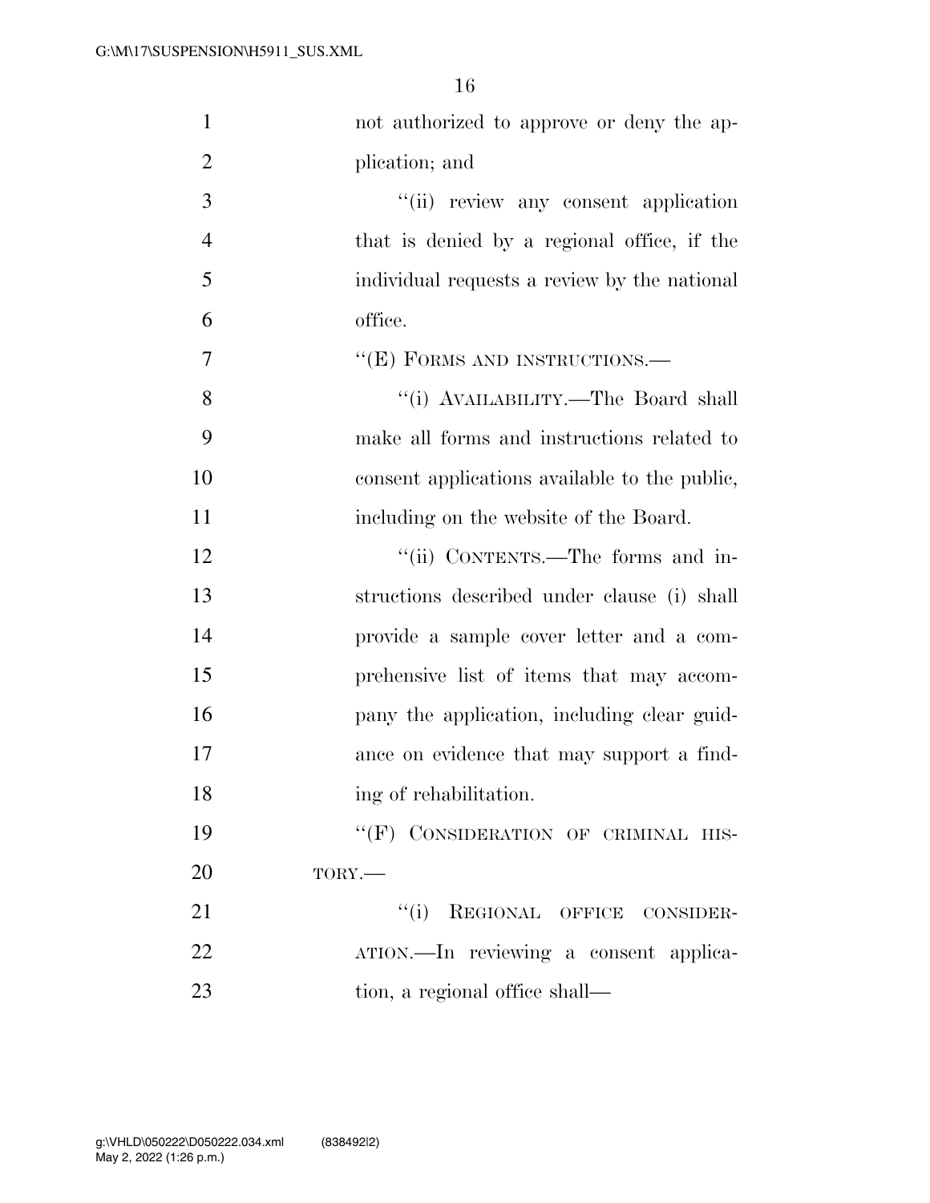not authorized to approve or deny the application; and

"(ii) review any consent application that is denied by a regional office, if the individual requests a review by the national office.

"(E) FORMS AND INSTRUCTIONS.—

"(i) AVAILABILITY.—The Board shall make all forms and instructions related to consent applications available to the public, including on the website of the Board.

"(ii) CONTENTS.—The forms and instructions described under clause (i) shall provide a sample cover letter and a comprehensive list of items that may accompany the application, including clear guidance on evidence that may support a finding of rehabilitation.

"(F) CONSIDERATION OF CRIMINAL HISTORY.—

"(i) REGIONAL OFFICE CONSIDERATION.—In reviewing a consent application, a regional office shall—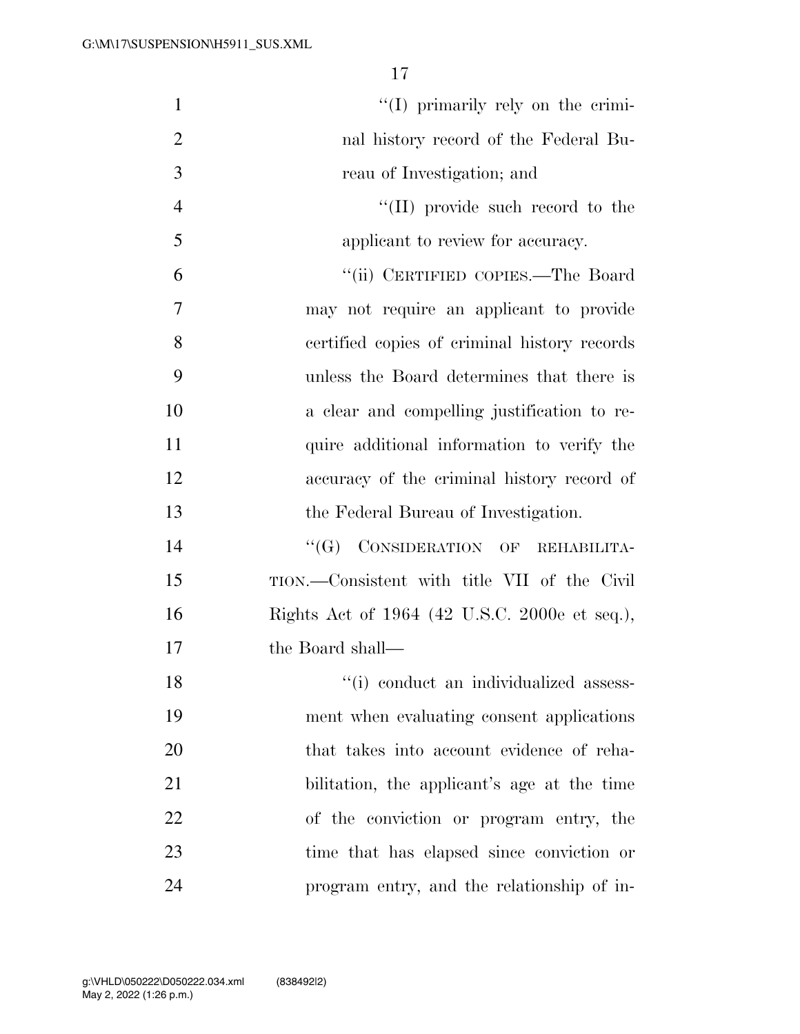''(I) primarily rely on the criminal history record of the Federal Bureau of Investigation; and

''(II) provide such record to the applicant to review for accuracy.

''(ii) CERTIFIED COPIES.—The Board may not require an applicant to provide certified copies of criminal history records unless the Board determines that there is a clear and compelling justification to require additional information to verify the accuracy of the criminal history record of the Federal Bureau of Investigation.

''(G) CONSIDERATION OF REHABILITATION.—Consistent with title VII of the Civil Rights Act of 1964 (42 U.S.C. 2000e et seq.), the Board shall—

''(i) conduct an individualized assessment when evaluating consent applications that takes into account evidence of rehabilitation, the applicant's age at the time of the conviction or program entry, the time that has elapsed since conviction or program entry, and the relationship of in-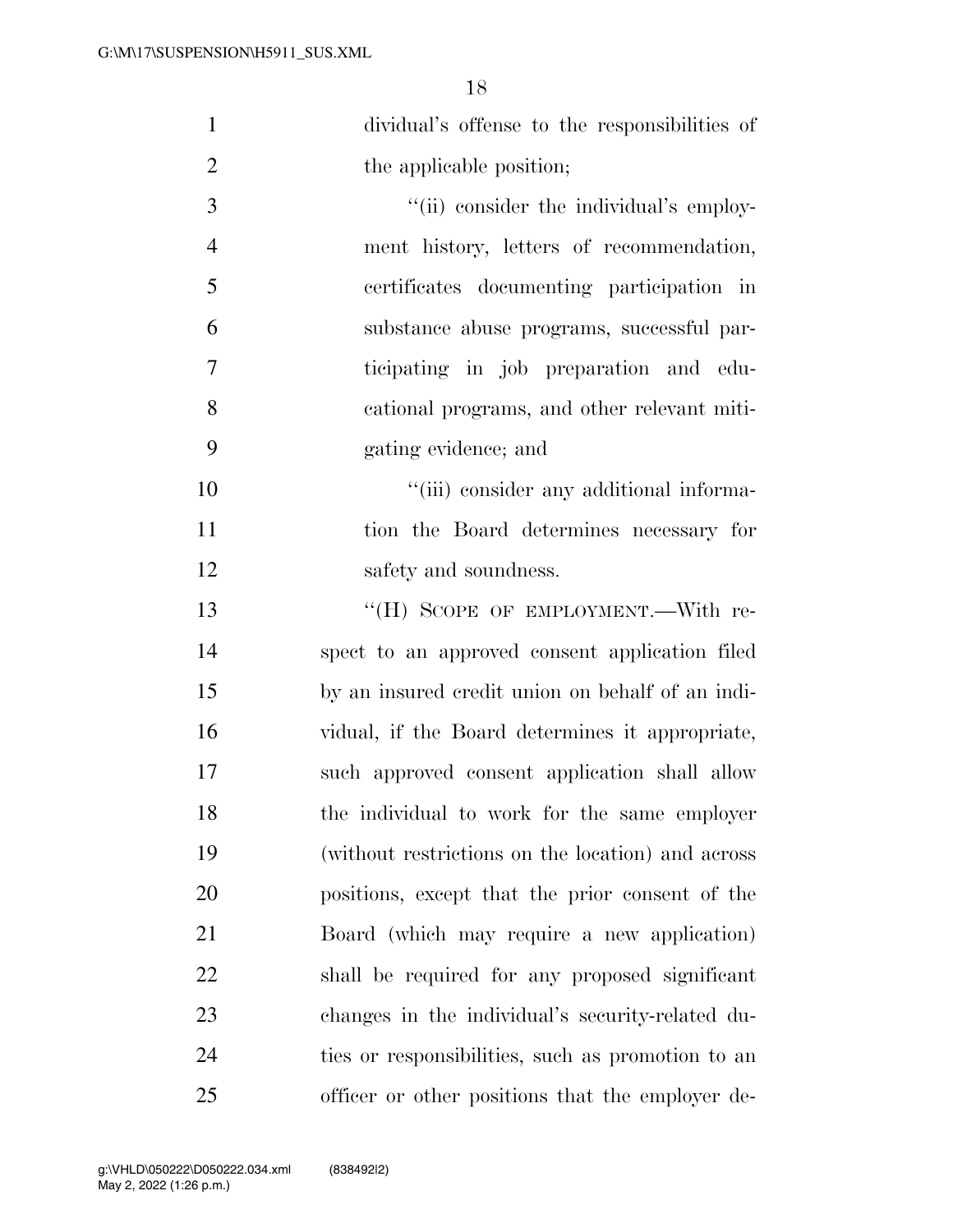dividual's offense to the responsibilities of the applicable position;

''(ii) consider the individual's employment history, letters of recommendation, certificates documenting participation in substance abuse programs, successful participating in job preparation and educational programs, and other relevant mitigating evidence; and

''(iii) consider any additional information the Board determines necessary for safety and soundness.

''(H) SCOPE OF EMPLOYMENT.—With respect to an approved consent application filed by an insured credit union on behalf of an individual, if the Board determines it appropriate, such approved consent application shall allow the individual to work for the same employer (without restrictions on the location) and across positions, except that the prior consent of the Board (which may require a new application) shall be required for any proposed significant changes in the individual's security-related duties or responsibilities, such as promotion to an officer or other positions that the employer de-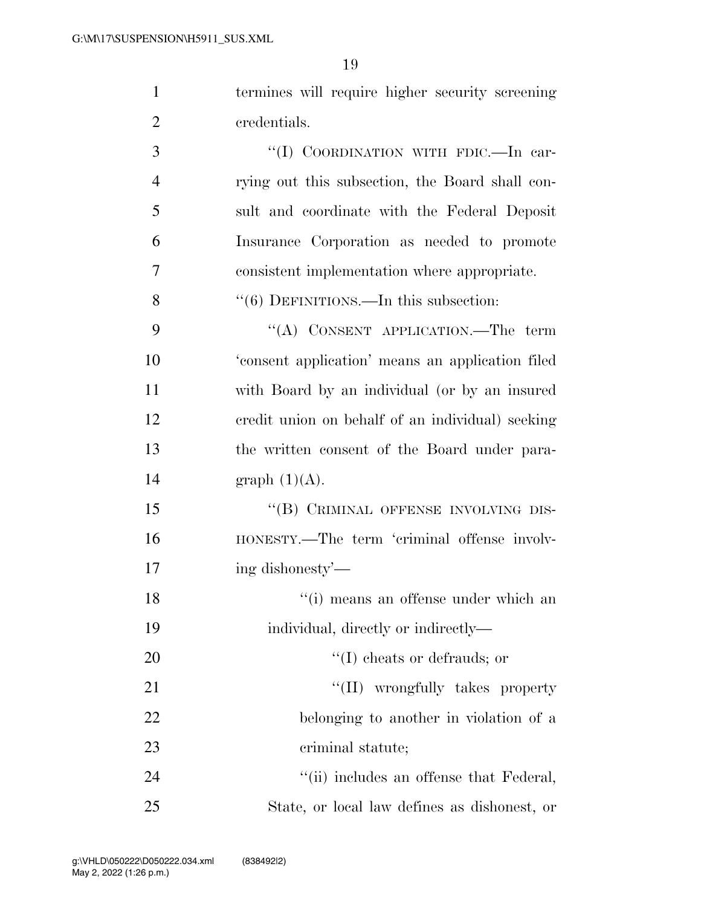termines will require higher security screening credentials.

"(I) COORDINATION WITH FDIC.—In carrying out this subsection, the Board shall consult and coordinate with the Federal Deposit Insurance Corporation as needed to promote consistent implementation where appropriate.

"(6) DEFINITIONS.—In this subsection:

"(A) CONSENT APPLICATION.—The term 'consent application' means an application filed with Board by an individual (or by an insured credit union on behalf of an individual) seeking the written consent of the Board under paragraph (1)(A).

"(B) CRIMINAL OFFENSE INVOLVING DISHONESTY.—The term 'criminal offense involving dishonesty'—

"(i) means an offense under which an individual, directly or indirectly—

"(I) cheats or defrauds; or

"(II) wrongfully takes property belonging to another in violation of a criminal statute;

"(ii) includes an offense that Federal, State, or local law defines as dishonest, or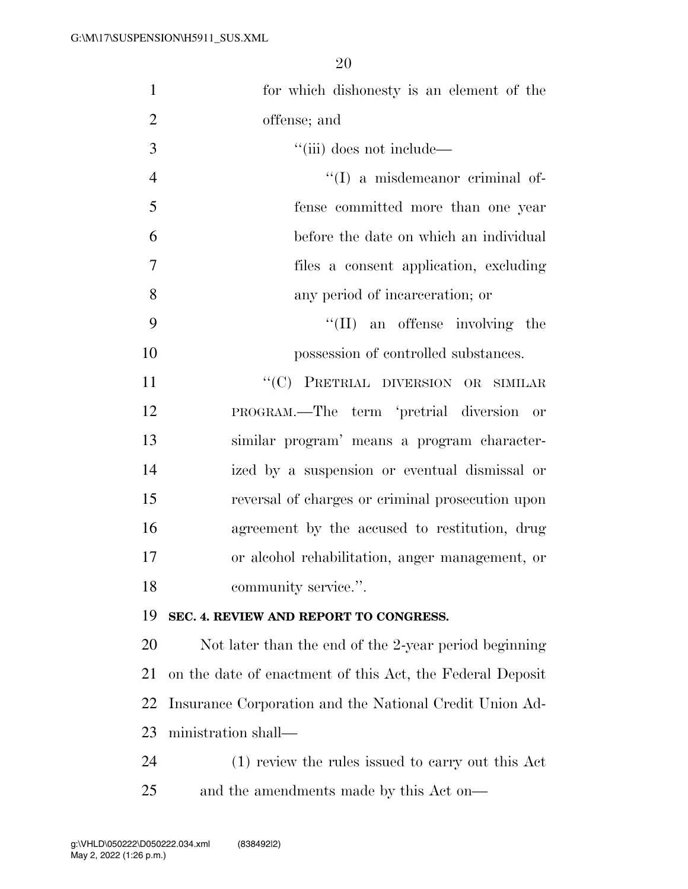for which dishonesty is an element of the offense; and

''(iii) does not include—

''(I) a misdemeanor criminal offense committed more than one year before the date on which an individual files a consent application, excluding any period of incarceration; or

''(II) an offense involving the possession of controlled substances.

''(C) PRETRIAL DIVERSION OR SIMILAR PROGRAM.—The term 'pretrial diversion or similar program' means a program characterized by a suspension or eventual dismissal or reversal of charges or criminal prosecution upon agreement by the accused to restitution, drug or alcohol rehabilitation, anger management, or community service.''.

**SEC. 4. REVIEW AND REPORT TO CONGRESS.**

Not later than the end of the 2-year period beginning on the date of enactment of this Act, the Federal Deposit Insurance Corporation and the National Credit Union Administration shall—

(1) review the rules issued to carry out this Act and the amendments made by this Act on—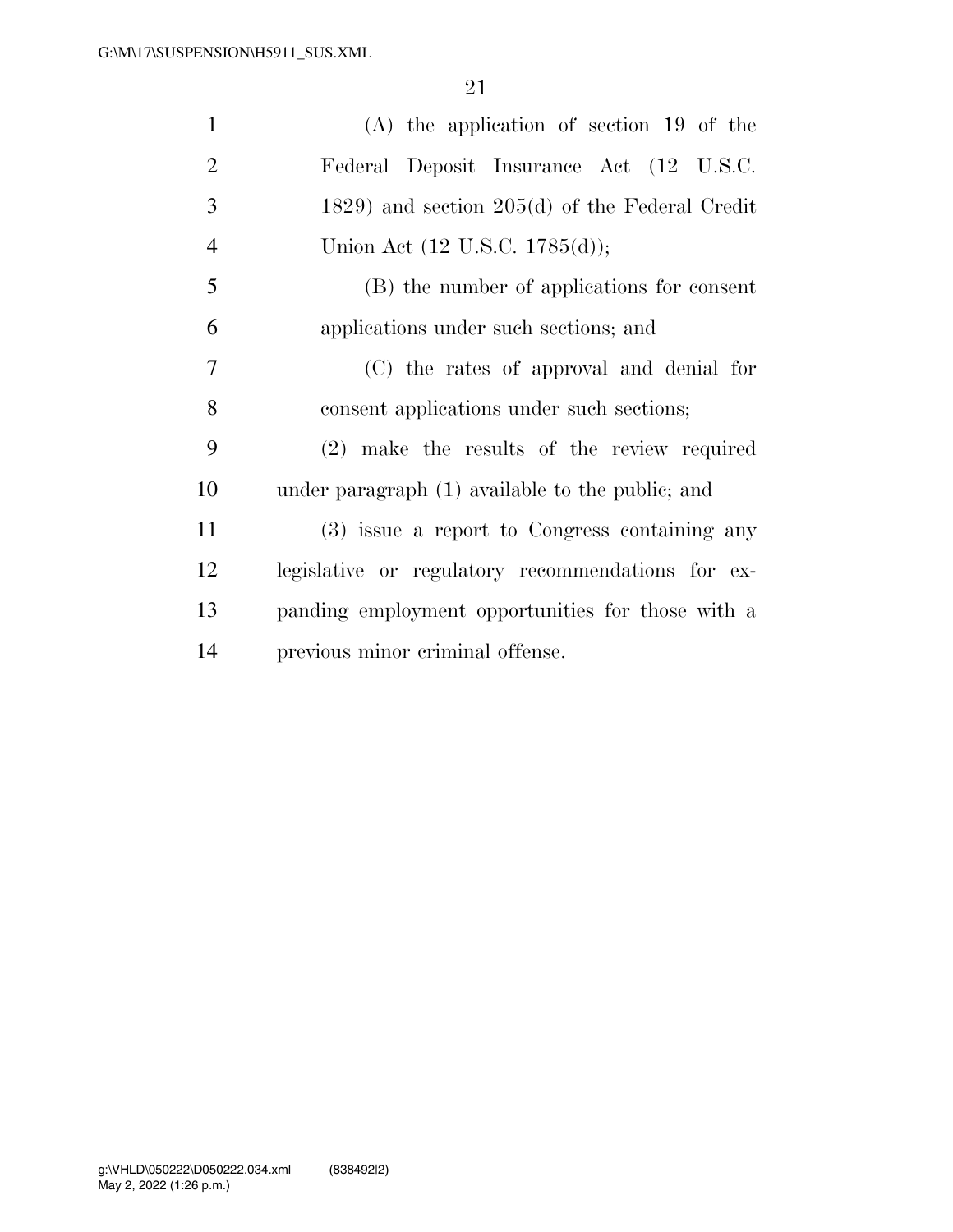(A) the application of section 19 of the Federal Deposit Insurance Act (12 U.S.C. 1829) and section 205(d) of the Federal Credit Union Act (12 U.S.C. 1785(d));

(B) the number of applications for consent applications under such sections; and

(C) the rates of approval and denial for consent applications under such sections;

(2) make the results of the review required under paragraph (1) available to the public; and

(3) issue a report to Congress containing any legislative or regulatory recommendations for expanding employment opportunities for those with a previous minor criminal offense.